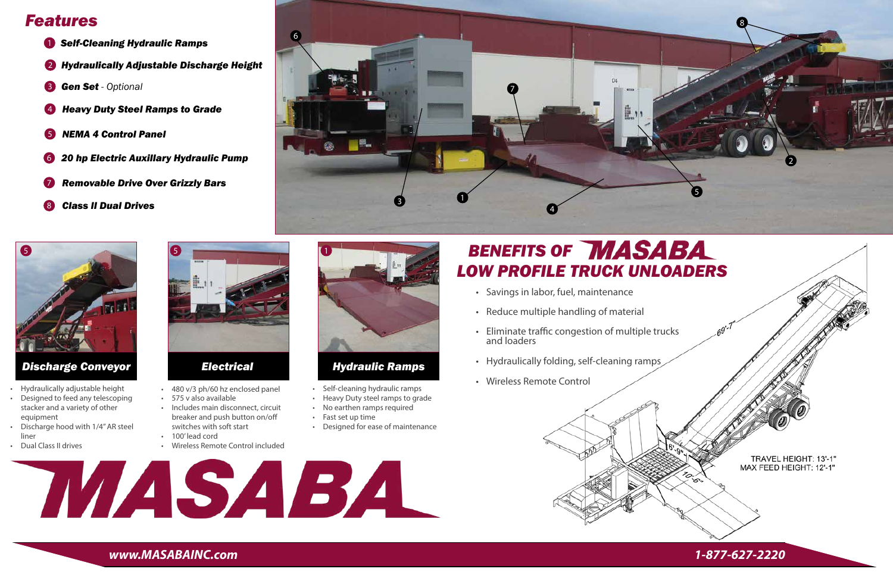## Features

1. **Self-Cleaning Hydraulic Ramps**
2. **Hydraulically Adjustable Discharge Height**
3. **Gen Set** - *Optional*
4. **Heavy Duty Steel Ramps to Grade**
5. **NEMA 4 Control Panel**
6. **20 hp Electric Auxillary Hydraulic Pump**
7. **Removable Drive Over Grizzly Bars**
8. **Class II Dual Drives**

### Discharge Conveyor

- Hydraulically adjustable height
- Designed to feed any telescoping stacker and a variety of other equipment
- Discharge hood with 1/4" AR steel liner
- Dual Class II drives

### Electrical

- 480 v/3 ph/60 hz enclosed panel
- 575 v also available
- Includes main disconnect, circuit breaker and push button on/off switches with soft start
- 100' lead cord
- Wireless Remote Control included

### Hydraulic Ramps

- Self-cleaning hydraulic ramps
- Heavy Duty steel ramps to grade
- No earthen ramps required
- Fast set up time
- Designed for ease of maintenance

## BENEFITS OF MASABA LOW PROFILE TRUCK UNLOADERS

- Savings in labor, fuel, maintenance
- Reduce multiple handling of material
- Eliminate traffic congestion of multiple trucks and loaders
- Hydraulically folding, self-cleaning ramps
- Wireless Remote Control

69'-7"

6'-9"

10'-6"

TRAVEL HEIGHT: 13'-1"
MAX FEED HEIGHT: 12'-1"

MASABA

www.MASABAINC.com

1-877-627-2220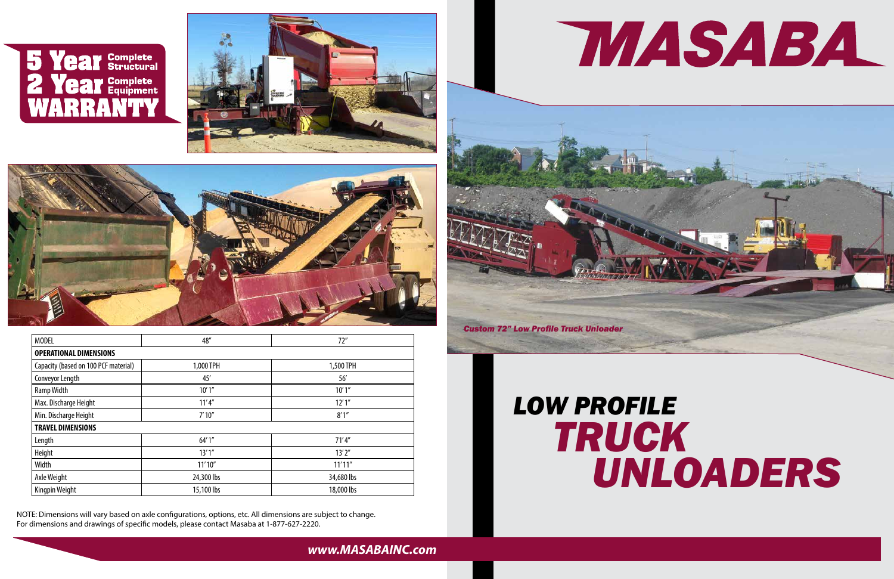**5 Year** Complete Structural
**2 Year** Complete Equipment
**WARRANTY**

| MODEL | 48″ | 72″ |
|---|---|---|
| **OPERATIONAL DIMENSIONS** | | |
| Capacity (based on 100 PCF material) | 1,000 TPH | 1,500 TPH |
| Conveyor Length | 45′ | 56′ |
| Ramp Width | 10′ 1″ | 10′ 1″ |
| Max. Discharge Height | 11′ 4″ | 12′ 1″ |
| Min. Discharge Height | 7′ 10″ | 8′ 1″ |
| **TRAVEL DIMENSIONS** | | |
| Length | 64′ 1″ | 71′ 4″ |
| Height | 13′ 1″ | 13′ 2″ |
| Width | 11′ 10″ | 11′ 11″ |
| Axle Weight | 24,300 lbs | 34,680 lbs |
| Kingpin Weight | 15,100 lbs | 18,000 lbs |

NOTE: Dimensions will vary based on axle configurations, options, etc. All dimensions are subject to change.
For dimensions and drawings of specific models, please contact Masaba at 1-877-627-2220.

***www.MASABAINC.com***

# MASABA

*Custom 72" Low Profile Truck Unloader*

# LOW PROFILE TRUCK UNLOADERS